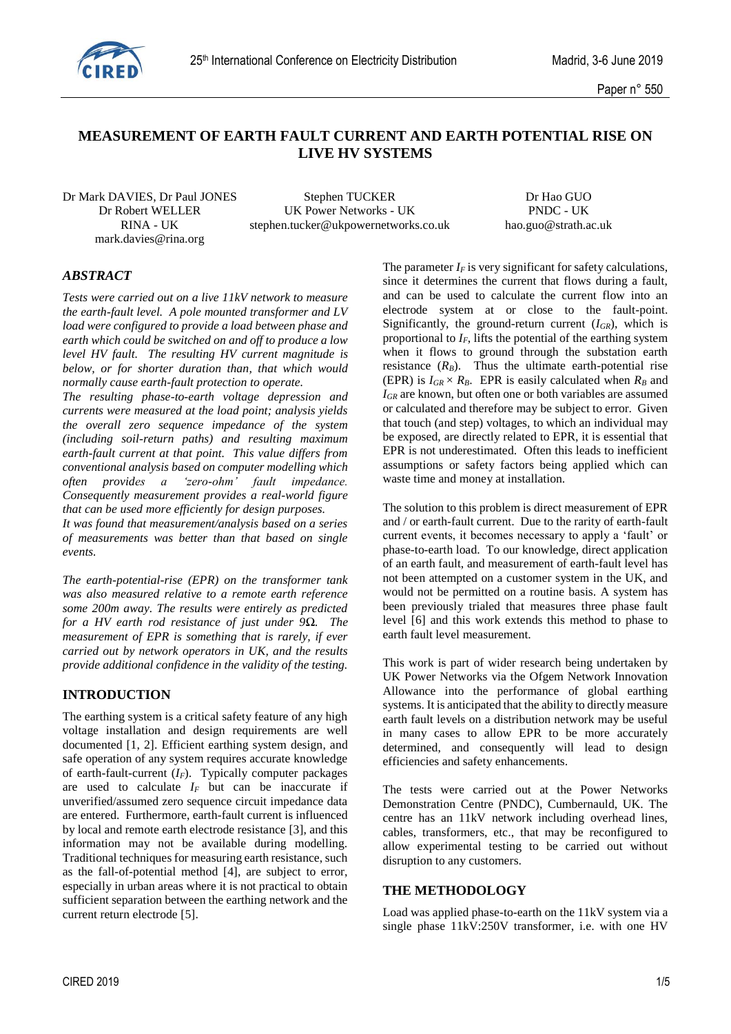# MEASUREMENT OF EARTH FAULT CURRENT AND EARTH POTENTIAL RISE ON LIVE HV SYSTEMS

Dr Mark DAVIES, Dr Paul JONES
Dr Robert WELLER
RINA - UK
mark.davies@rina.org

Stephen TUCKER
UK Power Networks - UK
stephen.tucker@ukpowernetworks.co.uk

Dr Hao GUO
PNDC - UK
hao.guo@strath.ac.uk

## ABSTRACT

*Tests were carried out on a live 11kV network to measure the earth-fault level. A pole mounted transformer and LV load were configured to provide a load between phase and earth which could be switched on and off to produce a low level HV fault. The resulting HV current magnitude is below, or for shorter duration than, that which would normally cause earth-fault protection to operate.*

*The resulting phase-to-earth voltage depression and currents were measured at the load point; analysis yields the overall zero sequence impedance of the system (including soil-return paths) and resulting maximum earth-fault current at that point. This value differs from conventional analysis based on computer modelling which often provides a 'zero-ohm' fault impedance. Consequently measurement provides a real-world figure that can be used more efficiently for design purposes.*

*It was found that measurement/analysis based on a series of measurements was better than that based on single events.*

*The earth-potential-rise (EPR) on the transformer tank was also measured relative to a remote earth reference some 200m away. The results were entirely as predicted for a HV earth rod resistance of just under 9Ω. The measurement of EPR is something that is rarely, if ever carried out by network operators in UK, and the results provide additional confidence in the validity of the testing.*

## INTRODUCTION

The earthing system is a critical safety feature of any high voltage installation and design requirements are well documented [1, 2]. Efficient earthing system design, and safe operation of any system requires accurate knowledge of earth-fault-current ($I_F$). Typically computer packages are used to calculate $I_F$ but can be inaccurate if unverified/assumed zero sequence circuit impedance data are entered. Furthermore, earth-fault current is influenced by local and remote earth electrode resistance [3], and this information may not be available during modelling. Traditional techniques for measuring earth resistance, such as the fall-of-potential method [4], are subject to error, especially in urban areas where it is not practical to obtain sufficient separation between the earthing network and the current return electrode [5].

The parameter $I_F$ is very significant for safety calculations, since it determines the current that flows during a fault, and can be used to calculate the current flow into an electrode system at or close to the fault-point. Significantly, the ground-return current ($I_{GR}$), which is proportional to $I_F$, lifts the potential of the earthing system when it flows to ground through the substation earth resistance ($R_B$). Thus the ultimate earth-potential rise (EPR) is $I_{GR} \times R_B$. EPR is easily calculated when $R_B$ and $I_{GR}$ are known, but often one or both variables are assumed or calculated and therefore may be subject to error. Given that touch (and step) voltages, to which an individual may be exposed, are directly related to EPR, it is essential that EPR is not underestimated. Often this leads to inefficient assumptions or safety factors being applied which can waste time and money at installation.

The solution to this problem is direct measurement of EPR and / or earth-fault current. Due to the rarity of earth-fault current events, it becomes necessary to apply a 'fault' or phase-to-earth load. To our knowledge, direct application of an earth fault, and measurement of earth-fault level has not been attempted on a customer system in the UK, and would not be permitted on a routine basis. A system has been previously trialed that measures three phase fault level [6] and this work extends this method to phase to earth fault level measurement.

This work is part of wider research being undertaken by UK Power Networks via the Ofgem Network Innovation Allowance into the performance of global earthing systems. It is anticipated that the ability to directly measure earth fault levels on a distribution network may be useful in many cases to allow EPR to be more accurately determined, and consequently will lead to design efficiencies and safety enhancements.

The tests were carried out at the Power Networks Demonstration Centre (PNDC), Cumbernauld, UK. The centre has an 11kV network including overhead lines, cables, transformers, etc., that may be reconfigured to allow experimental testing to be carried out without disruption to any customers.

## THE METHODOLOGY

Load was applied phase-to-earth on the 11kV system via a single phase 11kV:250V transformer, i.e. with one HV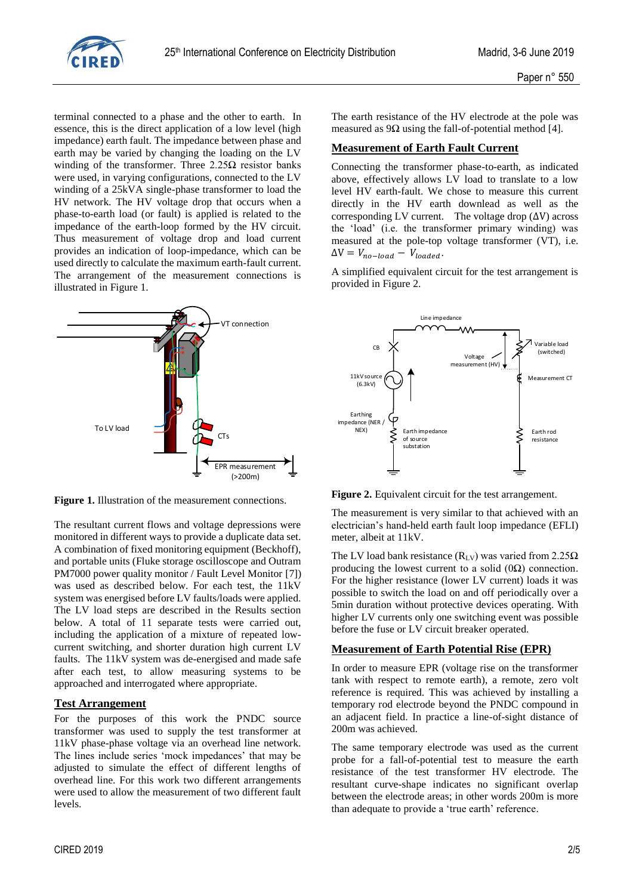terminal connected to a phase and the other to earth. In essence, this is the direct application of a low level (high impedance) earth fault. The impedance between phase and earth may be varied by changing the loading on the LV winding of the transformer. Three 2.25Ω resistor banks were used, in varying configurations, connected to the LV winding of a 25kVA single-phase transformer to load the HV network. The HV voltage drop that occurs when a phase-to-earth load (or fault) is applied is related to the impedance of the earth-loop formed by the HV circuit. Thus measurement of voltage drop and load current provides an indication of loop-impedance, which can be used directly to calculate the maximum earth-fault current. The arrangement of the measurement connections is illustrated in Figure 1.

**Figure 1.** Illustration of the measurement connections.

The resultant current flows and voltage depressions were monitored in different ways to provide a duplicate data set. A combination of fixed monitoring equipment (Beckhoff), and portable units (Fluke storage oscilloscope and Outram PM7000 power quality monitor / Fault Level Monitor [7]) was used as described below. For each test, the 11kV system was energised before LV faults/loads were applied. The LV load steps are described in the Results section below. A total of 11 separate tests were carried out, including the application of a mixture of repeated low-current switching, and shorter duration high current LV faults. The 11kV system was de-energised and made safe after each test, to allow measuring systems to be approached and interrogated where appropriate.

## Test Arrangement

For the purposes of this work the PNDC source transformer was used to supply the test transformer at 11kV phase-phase voltage via an overhead line network. The lines include series 'mock impedances' that may be adjusted to simulate the effect of different lengths of overhead line. For this work two different arrangements were used to allow the measurement of two different fault levels.

The earth resistance of the HV electrode at the pole was measured as 9Ω using the fall-of-potential method [4].

## Measurement of Earth Fault Current

Connecting the transformer phase-to-earth, as indicated above, effectively allows LV load to translate to a low level HV earth-fault. We chose to measure this current directly in the HV earth download as well as the corresponding LV current. The voltage drop (ΔV) across the 'load' (i.e. the transformer primary winding) was measured at the pole-top voltage transformer (VT), i.e. $\Delta V = V_{no-load} - V_{loaded}$.

A simplified equivalent circuit for the test arrangement is provided in Figure 2.

**Figure 2.** Equivalent circuit for the test arrangement.

The measurement is very similar to that achieved with an electrician's hand-held earth fault loop impedance (EFLI) meter, albeit at 11kV.

The LV load bank resistance ($R_{LV}$) was varied from 2.25Ω producing the lowest current to a solid (0Ω) connection. For the higher resistance (lower LV current) loads it was possible to switch the load on and off periodically over a 5min duration without protective devices operating. With higher LV currents only one switching event was possible before the fuse or LV circuit breaker operated.

## Measurement of Earth Potential Rise (EPR)

In order to measure EPR (voltage rise on the transformer tank with respect to remote earth), a remote, zero volt reference is required. This was achieved by installing a temporary rod electrode beyond the PNDC compound in an adjacent field. In practice a line-of-sight distance of 200m was achieved.

The same temporary electrode was used as the current probe for a fall-of-potential test to measure the earth resistance of the test transformer HV electrode. The resultant curve-shape indicates no significant overlap between the electrode areas; in other words 200m is more than adequate to provide a 'true earth' reference.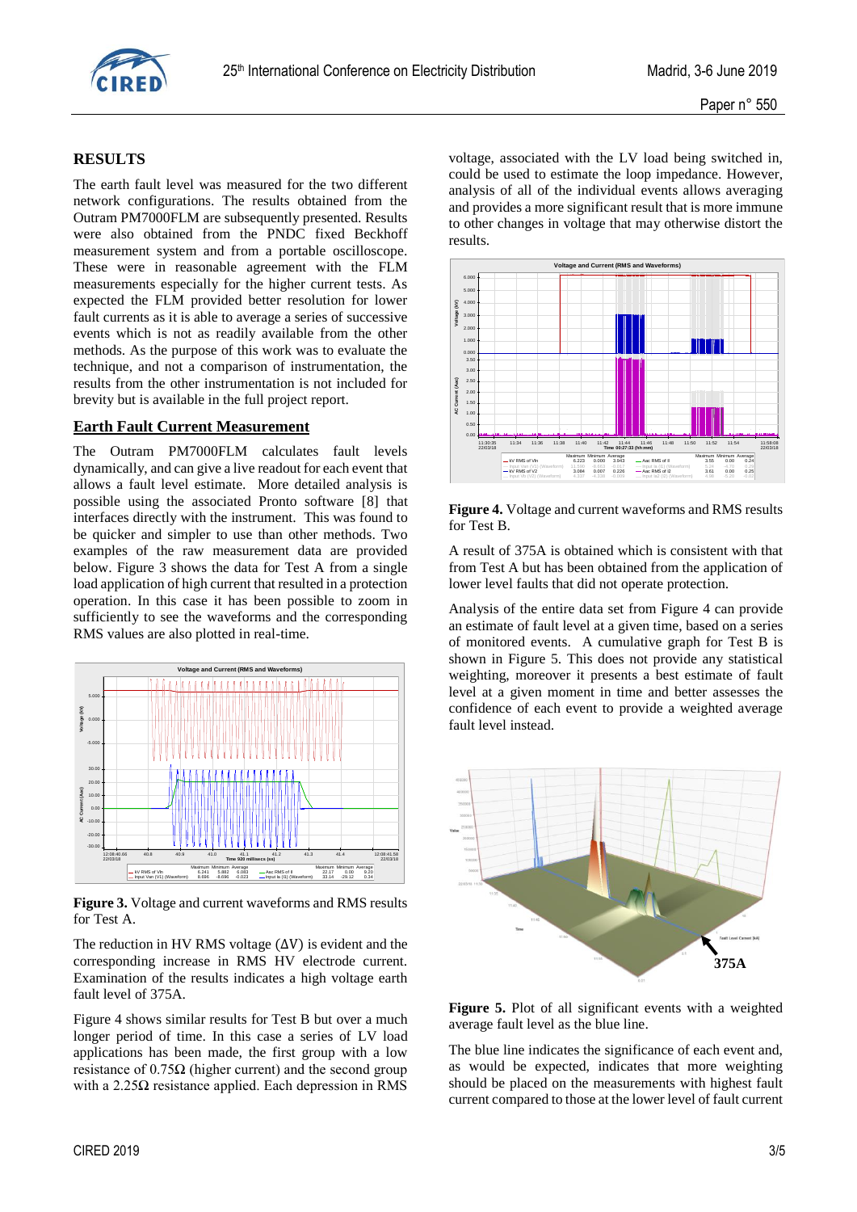## RESULTS

The earth fault level was measured for the two different network configurations. The results obtained from the Outram PM7000FLM are subsequently presented. Results were also obtained from the PNDC fixed Beckhoff measurement system and from a portable oscilloscope. These were in reasonable agreement with the FLM measurements especially for the higher current tests. As expected the FLM provided better resolution for lower fault currents as it is able to average a series of successive events which is not as readily available from the other methods. As the purpose of this work was to evaluate the technique, and not a comparison of instrumentation, the results from the other instrumentation is not included for brevity but is available in the full project report.

### Earth Fault Current Measurement

The Outram PM7000FLM calculates fault levels dynamically, and can give a live readout for each event that allows a fault level estimate. More detailed analysis is possible using the associated Pronto software [8] that interfaces directly with the instrument. This was found to be quicker and simpler to use than other methods. Two examples of the raw measurement data are provided below. Figure 3 shows the data for Test A from a single load application of high current that resulted in a protection operation. In this case it has been possible to zoom in sufficiently to see the waveforms and the corresponding RMS values are also plotted in real-time.

**Figure 3.** Voltage and current waveforms and RMS results for Test A.

The reduction in HV RMS voltage (ΔV) is evident and the corresponding increase in RMS HV electrode current. Examination of the results indicates a high voltage earth fault level of 375A.

Figure 4 shows similar results for Test B but over a much longer period of time. In this case a series of LV load applications has been made, the first group with a low resistance of 0.75Ω (higher current) and the second group with a 2.25Ω resistance applied. Each depression in RMS voltage, associated with the LV load being switched in, could be used to estimate the loop impedance. However, analysis of all of the individual events allows averaging and provides a more significant result that is more immune to other changes in voltage that may otherwise distort the results.

**Figure 4.** Voltage and current waveforms and RMS results for Test B.

A result of 375A is obtained which is consistent with that from Test A but has been obtained from the application of lower level faults that did not operate protection.

Analysis of the entire data set from Figure 4 can provide an estimate of fault level at a given time, based on a series of monitored events. A cumulative graph for Test B is shown in Figure 5. This does not provide any statistical weighting, moreover it presents a best estimate of fault level at a given moment in time and better assesses the confidence of each event to provide a weighted average fault level instead.

**Figure 5.** Plot of all significant events with a weighted average fault level as the blue line.

The blue line indicates the significance of each event and, as would be expected, indicates that more weighting should be placed on the measurements with highest fault current compared to those at the lower level of fault current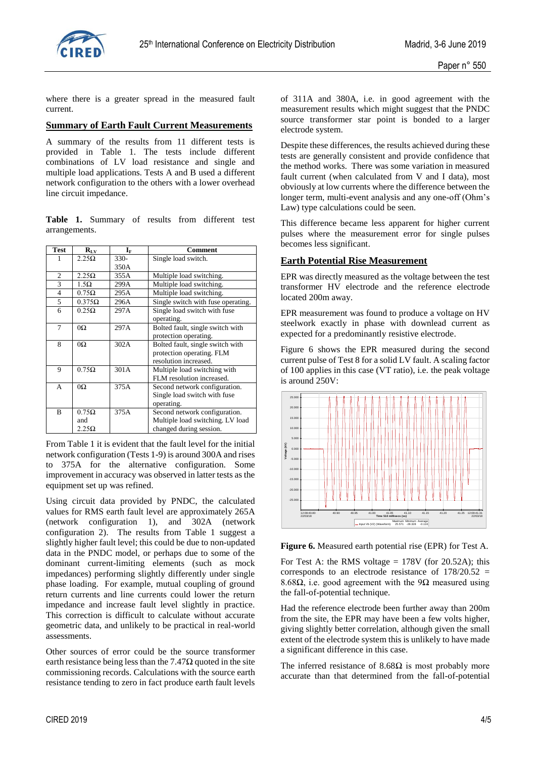where there is a greater spread in the measured fault current.

## Summary of Earth Fault Current Measurements

A summary of the results from 11 different tests is provided in Table 1. The tests include different combinations of LV load resistance and single and multiple load applications. Tests A and B used a different network configuration to the others with a lower overhead line circuit impedance.

**Table 1.** Summary of results from different test arrangements.

| Test | $R_{LV}$ | $I_F$ | Comment |
|---|---|---|---|
| 1 | 2.25Ω | 330-350A | Single load switch. |
| 2 | 2.25Ω | 355A | Multiple load switching. |
| 3 | 1.5Ω | 299A | Multiple load switching. |
| 4 | 0.75Ω | 295A | Multiple load switching. |
| 5 | 0.375Ω | 296A | Single switch with fuse operating. |
| 6 | 0.25Ω | 297A | Single load switch with fuse operating. |
| 7 | 0Ω | 297A | Bolted fault, single switch with protection operating. |
| 8 | 0Ω | 302A | Bolted fault, single switch with protection operating. FLM resolution increased. |
| 9 | 0.75Ω | 301A | Multiple load switching with FLM resolution increased. |
| A | 0Ω | 375A | Second network configuration. Single load switch with fuse operating. |
| B | 0.75Ω and 2.25Ω | 375A | Second network configuration. Multiple load switching. LV load changed during session. |

From Table 1 it is evident that the fault level for the initial network configuration (Tests 1-9) is around 300A and rises to 375A for the alternative configuration. Some improvement in accuracy was observed in latter tests as the equipment set up was refined.

Using circuit data provided by PNDC, the calculated values for RMS earth fault level are approximately 265A (network configuration 1), and 302A (network configuration 2). The results from Table 1 suggest a slightly higher fault level; this could be due to non-updated data in the PNDC model, or perhaps due to some of the dominant current-limiting elements (such as mock impedances) performing slightly differently under single phase loading. For example, mutual coupling of ground return currents and line currents could lower the return impedance and increase fault level slightly in practice. This correction is difficult to calculate without accurate geometric data, and unlikely to be practical in real-world assessments.

Other sources of error could be the source transformer earth resistance being less than the 7.47Ω quoted in the site commissioning records. Calculations with the source earth resistance tending to zero in fact produce earth fault levels of 311A and 380A, i.e. in good agreement with the measurement results which might suggest that the PNDC source transformer star point is bonded to a larger electrode system.

Despite these differences, the results achieved during these tests are generally consistent and provide confidence that the method works. There was some variation in measured fault current (when calculated from V and I data), most obviously at low currents where the difference between the longer term, multi-event analysis and any one-off (Ohm's Law) type calculations could be seen.

This difference became less apparent for higher current pulses where the measurement error for single pulses becomes less significant.

## Earth Potential Rise Measurement

EPR was directly measured as the voltage between the test transformer HV electrode and the reference electrode located 200m away.

EPR measurement was found to produce a voltage on HV steelwork exactly in phase with downlead current as expected for a predominantly resistive electrode.

Figure 6 shows the EPR measured during the second current pulse of Test 8 for a solid LV fault. A scaling factor of 100 applies in this case (VT ratio), i.e. the peak voltage is around 250V:

**Figure 6.** Measured earth potential rise (EPR) for Test A.

For Test A: the RMS voltage = 178V (for 20.52A); this corresponds to an electrode resistance of 178/20.52 = 8.68Ω, i.e. good agreement with the 9Ω measured using the fall-of-potential technique.

Had the reference electrode been further away than 200m from the site, the EPR may have been a few volts higher, giving slightly better correlation, although given the small extent of the electrode system this is unlikely to have made a significant difference in this case.

The inferred resistance of 8.68Ω is most probably more accurate than that determined from the fall-of-potential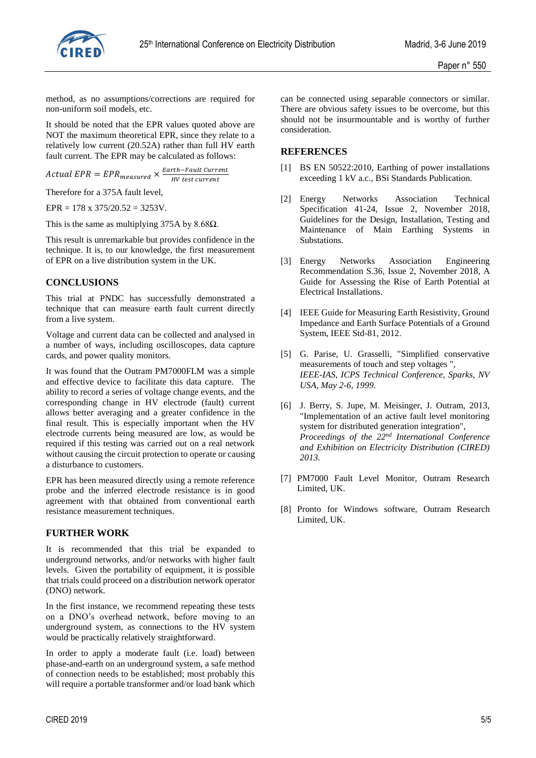method, as no assumptions/corrections are required for non-uniform soil models, etc.

It should be noted that the EPR values quoted above are NOT the maximum theoretical EPR, since they relate to a relatively low current (20.52A) rather than full HV earth fault current. The EPR may be calculated as follows:

$$Actual\ EPR = EPR_{measured} \times \frac{Earth{-}Fault\ Current}{HV\ test\ current}$$

Therefore for a 375A fault level,

EPR = 178 x 375/20.52 = 3253V.

This is the same as multiplying 375A by 8.68Ω.

This result is unremarkable but provides confidence in the technique. It is, to our knowledge, the first measurement of EPR on a live distribution system in the UK.

## CONCLUSIONS

This trial at PNDC has successfully demonstrated a technique that can measure earth fault current directly from a live system.

Voltage and current data can be collected and analysed in a number of ways, including oscilloscopes, data capture cards, and power quality monitors.

It was found that the Outram PM7000FLM was a simple and effective device to facilitate this data capture. The ability to record a series of voltage change events, and the corresponding change in HV electrode (fault) current allows better averaging and a greater confidence in the final result. This is especially important when the HV electrode currents being measured are low, as would be required if this testing was carried out on a real network without causing the circuit protection to operate or causing a disturbance to customers.

EPR has been measured directly using a remote reference probe and the inferred electrode resistance is in good agreement with that obtained from conventional earth resistance measurement techniques.

## FURTHER WORK

It is recommended that this trial be expanded to underground networks, and/or networks with higher fault levels. Given the portability of equipment, it is possible that trials could proceed on a distribution network operator (DNO) network.

In the first instance, we recommend repeating these tests on a DNO's overhead network, before moving to an underground system, as connections to the HV system would be practically relatively straightforward.

In order to apply a moderate fault (i.e. load) between phase-and-earth on an underground system, a safe method of connection needs to be established; most probably this will require a portable transformer and/or load bank which can be connected using separable connectors or similar. There are obvious safety issues to be overcome, but this should not be insurmountable and is worthy of further consideration.

## REFERENCES

[1] BS EN 50522:2010, Earthing of power installations exceeding 1 kV a.c., BSi Standards Publication.

[2] Energy Networks Association Technical Specification 41-24, Issue 2, November 2018, Guidelines for the Design, Installation, Testing and Maintenance of Main Earthing Systems in Substations.

[3] Energy Networks Association Engineering Recommendation S.36, Issue 2, November 2018, A Guide for Assessing the Rise of Earth Potential at Electrical Installations.

[4] IEEE Guide for Measuring Earth Resistivity, Ground Impedance and Earth Surface Potentials of a Ground System, IEEE Std-81, 2012.

[5] G. Parise, U. Grasselli, "Simplified conservative measurements of touch and step voltages ", *IEEE-IAS, ICPS Technical Conference, Sparks, NV USA, May 2-6, 1999.*

[6] J. Berry, S. Jupe, M. Meisinger, J. Outram, 2013, "Implementation of an active fault level monitoring system for distributed generation integration", *Proceedings of the 22nd International Conference and Exhibition on Electricity Distribution (CIRED) 2013.*

[7] PM7000 Fault Level Monitor, Outram Research Limited, UK.

[8] Pronto for Windows software, Outram Research Limited, UK.